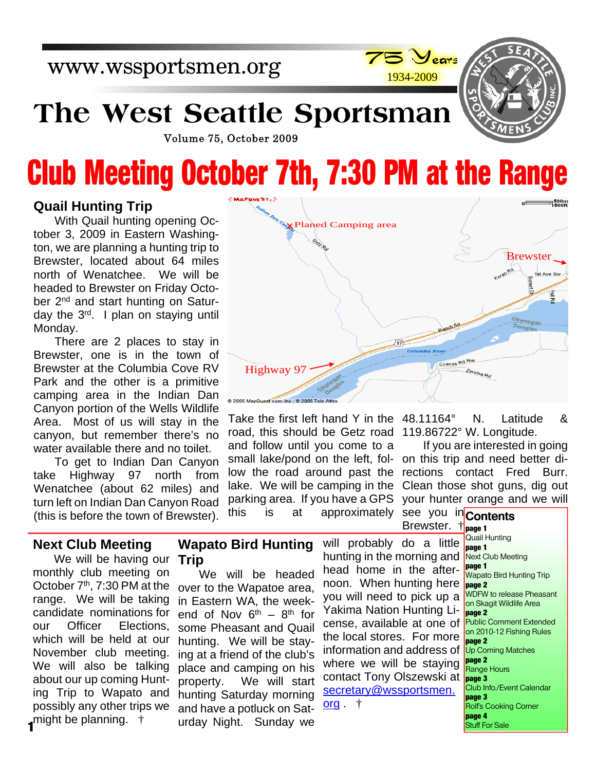www.wssportsmen.org

75 Years 1934-2009

# The West Seattle Sportsman

Volume 75, October 2009

# Club Meeting October 7th, 7:30 PM at the Range

## Quail Hunting Trip

With Quail hunting opening October 3, 2009 in Eastern Washington, we are planning a hunting trip to Brewster, located about 64 miles north of Wenatchee. We will be headed to Brewster on Friday October 2nd and start hunting on Saturday the 3rd. I plan on staying until Monday.

There are 2 places to stay in Brewster, one is in the town of Brewster at the Columbia Cove RV Park and the other is a primitive camping area in the Indian Dan Canyon portion of the Wells Wildlife Area. Most of us will stay in the canyon, but remember there's no water available there and no toilet.

To get to Indian Dan Canyon take Highway 97 north from Wenatchee (about 62 miles) and turn left on Indian Dan Canyon Road (this is before the town of Brewster). Take the first left hand Y in the road, this should be Getz road and follow until you come to a small lake/pond on the left, follow the road around past the lake. We will be camping in the parking area. If you have a GPS this is at approximately 48.11164° N. Latitude & 119.86722° W. Longitude.

If you are interested in going on this trip and need better directions contact Fred Burr. Clean those shot guns, dig out your hunter orange and we will see you in Brewster. †

## Next Club Meeting

We will be having our monthly club meeting on October 7th, 7:30 PM at the range. We will be taking candidate nominations for our Officer Elections, which will be held at our November club meeting. We will also be talking about our up coming Hunting Trip to Wapato and possibly any other trips we might be planning. †

## Wapato Bird Hunting Trip

We will be headed over to the Wapatoe area, in Eastern WA, the weekend of Nov 6th – 8th for some Pheasant and Quail hunting. We will be staying at a friend of the club's place and camping on his property. We will start hunting Saturday morning and have a potluck on Saturday Night. Sunday we will probably do a little hunting in the morning and head home in the afternoon. When hunting here you will need to pick up a Yakima Nation Hunting License, available at one of the local stores. For more information and address of where we will be staying contact Tony Olszewski at secretary@wssportsmen.org . †

## Contents

- **page 1** Quail Hunting
- **page 1** Next Club Meeting
- **page 1** Wapato Bird Hunting Trip
- **page 2** WDFW to release Pheasant on Skagit Wildlife Area
- **page 2** Public Comment Extended on 2010-12 Fishing Rules
- **page 2** Up Coming Matches
- **page 2** Range Hours
- **page 3** Club Info./Event Calendar
- **page 3** Rolf's Cooking Corner
- **page 4** Stuff For Sale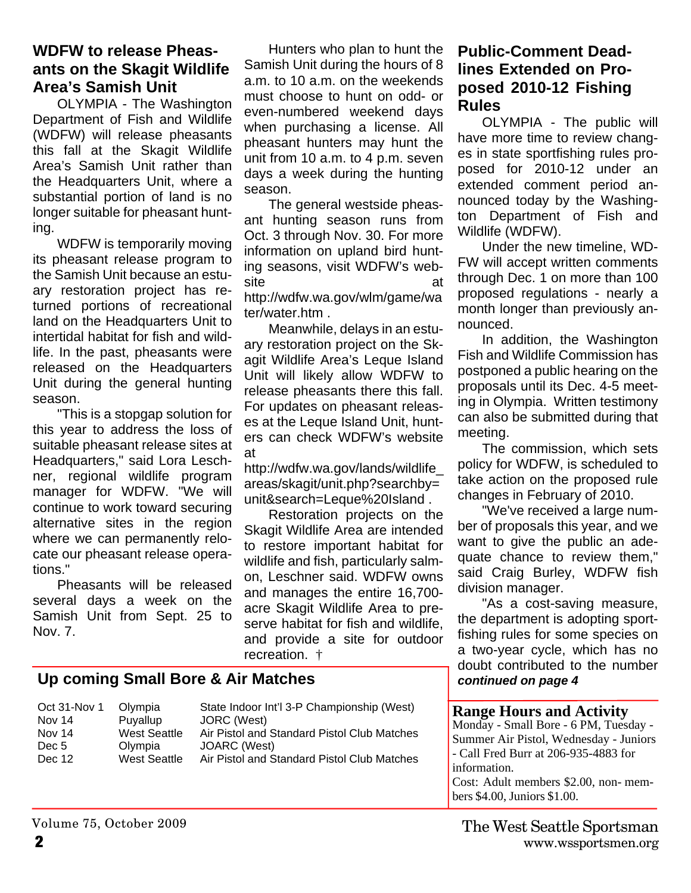## WDFW to release Pheasants on the Skagit Wildlife Area's Samish Unit

OLYMPIA - The Washington Department of Fish and Wildlife (WDFW) will release pheasants this fall at the Skagit Wildlife Area's Samish Unit rather than the Headquarters Unit, where a substantial portion of land is no longer suitable for pheasant hunting.

WDFW is temporarily moving its pheasant release program to the Samish Unit because an estuary restoration project has returned portions of recreational land on the Headquarters Unit to intertidal habitat for fish and wildlife. In the past, pheasants were released on the Headquarters Unit during the general hunting season.

"This is a stopgap solution for this year to address the loss of suitable pheasant release sites at Headquarters," said Lora Leschner, regional wildlife program manager for WDFW. "We will continue to work toward securing alternative sites in the region where we can permanently relocate our pheasant release operations."

Pheasants will be released several days a week on the Samish Unit from Sept. 25 to Nov. 7.

Hunters who plan to hunt the Samish Unit during the hours of 8 a.m. to 10 a.m. on the weekends must choose to hunt on odd- or even-numbered weekend days when purchasing a license. All pheasant hunters may hunt the unit from 10 a.m. to 4 p.m. seven days a week during the hunting season.

The general westside pheasant hunting season runs from Oct. 3 through Nov. 30. For more information on upland bird hunting seasons, visit WDFW's website at http://wdfw.wa.gov/wlm/game/water/water.htm .

Meanwhile, delays in an estuary restoration project on the Skagit Wildlife Area's Leque Island Unit will likely allow WDFW to release pheasants there this fall. For updates on pheasant releases at the Leque Island Unit, hunters can check WDFW's website at http://wdfw.wa.gov/lands/wildlife_areas/skagit/unit.php?searchby=unit&search=Leque%20Island .

Restoration projects on the Skagit Wildlife Area are intended to restore important habitat for wildlife and fish, particularly salmon, Leschner said. WDFW owns and manages the entire 16,700-acre Skagit Wildlife Area to preserve habitat for fish and wildlife, and provide a site for outdoor recreation. †

## Public-Comment Deadlines Extended on Proposed 2010-12 Fishing Rules

OLYMPIA - The public will have more time to review changes in state sportfishing rules proposed for 2010-12 under an extended comment period announced today by the Washington Department of Fish and Wildlife (WDFW).

Under the new timeline, WDFW will accept written comments through Dec. 1 on more than 100 proposed regulations - nearly a month longer than previously announced.

In addition, the Washington Fish and Wildlife Commission has postponed a public hearing on the proposals until its Dec. 4-5 meeting in Olympia. Written testimony can also be submitted during that meeting.

The commission, which sets policy for WDFW, is scheduled to take action on the proposed rule changes in February of 2010.

"We've received a large number of proposals this year, and we want to give the public an adequate chance to review them," said Craig Burley, WDFW fish division manager.

"As a cost-saving measure, the department is adopting sportfishing rules for some species on a two-year cycle, which has no doubt contributed to the number ***continued on page 4***

## Up coming Small Bore & Air Matches

| | | |
|---|---|---|
| Oct 31-Nov 1 | Olympia | State Indoor Int'l 3-P Championship (West) |
| Nov 14 | Puyallup | JORC (West) |
| Nov 14 | West Seattle | Air Pistol and Standard Pistol Club Matches |
| Dec 5 | Olympia | JOARC (West) |
| Dec 12 | West Seattle | Air Pistol and Standard Pistol Club Matches |

## Range Hours and Activity

Monday - Small Bore - 6 PM, Tuesday - Summer Air Pistol, Wednesday - Juniors - Call Fred Burr at 206-935-4883 for information.

Cost: Adult members $2.00, non- members $4.00, Juniors $1.00.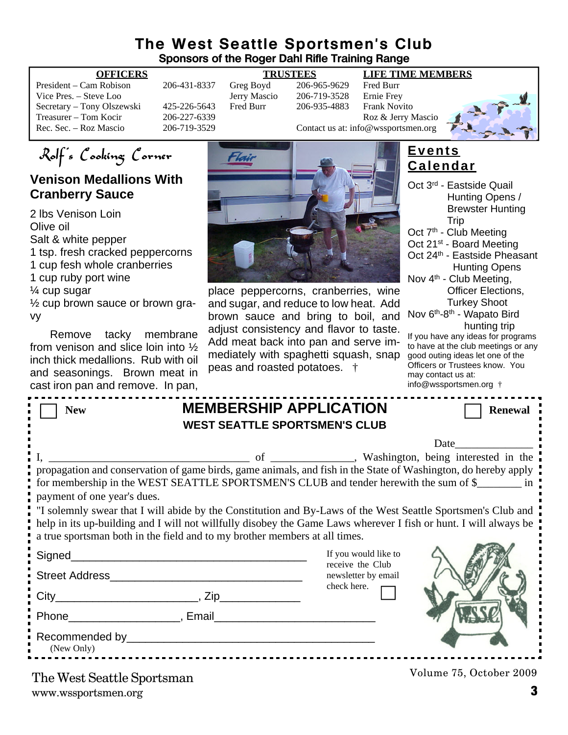# The West Seattle Sportsmen's Club

**Sponsors of the Roger Dahl Rifle Training Range**

| OFFICERS | | TRUSTEES | | LIFE TIME MEMBERS |
|---|---|---|---|---|
| President – Cam Robison | 206-431-8337 | Greg Boyd | 206-965-9629 | Fred Burr |
| Vice Pres. – Steve Loo | | Jerry Mascio | 206-719-3528 | Ernie Frey |
| Secretary – Tony Olszewski | 425-226-5643 | Fred Burr | 206-935-4883 | Frank Novito |
| Treasurer – Tom Kocir | 206-227-6339 | | | Roz & Jerry Mascio |
| Rec. Sec. – Roz Mascio | 206-719-3529 | | | |

Contact us at: info@wssportsmen.org

## Rolf's Cooking Corner

### Venison Medallions With Cranberry Sauce

2 lbs Venison Loin
Olive oil
Salt & white pepper
1 tsp. fresh cracked peppercorns
1 cup fesh whole cranberries
1 cup ruby port wine
¼ cup sugar
½ cup brown sauce or brown gravy

Remove tacky membrane from venison and slice loin into ½ inch thick medallions. Rub with oil and seasonings. Brown meat in cast iron pan and remove. In pan, place peppercorns, cranberries, wine and sugar, and reduce to low heat. Add brown sauce and bring to boil, and adjust consistency and flavor to taste. Add meat back into pan and serve immediately with spaghetti squash, snap peas and roasted potatoes. †

## Events Calendar

Oct 3rd - Eastside Quail Hunting Opens / Brewster Hunting Trip
Oct 7th - Club Meeting
Oct 21st - Board Meeting
Oct 24th - Eastside Pheasant Hunting Opens
Nov 4th - Club Meeting, Officer Elections, Turkey Shoot
Nov 6th-8th - Wapato Bird hunting trip

If you have any ideas for programs to have at the club meetings or any good outing ideas let one of the Officers or Trustees know. You may contact us at: info@wssportsmen.org †

---

☐ **New** ☐ **Renewal**

## MEMBERSHIP APPLICATION

**WEST SEATTLE SPORTSMEN'S CLUB**

Date______________

I, ___________________________________ of ______________, Washington, being interested in the propagation and conservation of game birds, game animals, and fish in the State of Washington, do hereby apply for membership in the WEST SEATTLE SPORTSMEN'S CLUB and tender herewith the sum of $________ in payment of one year's dues.

"I solemnly swear that I will abide by the Constitution and By-Laws of the West Seattle Sportsmen's Club and help in its up-building and I will not willfully disobey the Game Laws wherever I fish or hunt. I will always be a true sportsman both in the field and to my brother members at all times.

Signed_______________________________________

Street Address________________________________

City_______________________, Zip_____________

Phone__________________, Email________________________

Recommended by________________________________________
(New Only)

If you would like to receive the Club newsletter by email check here. ☐

---

The West Seattle Sportsman
www.wssportsmen.org

Volume 75, October 2009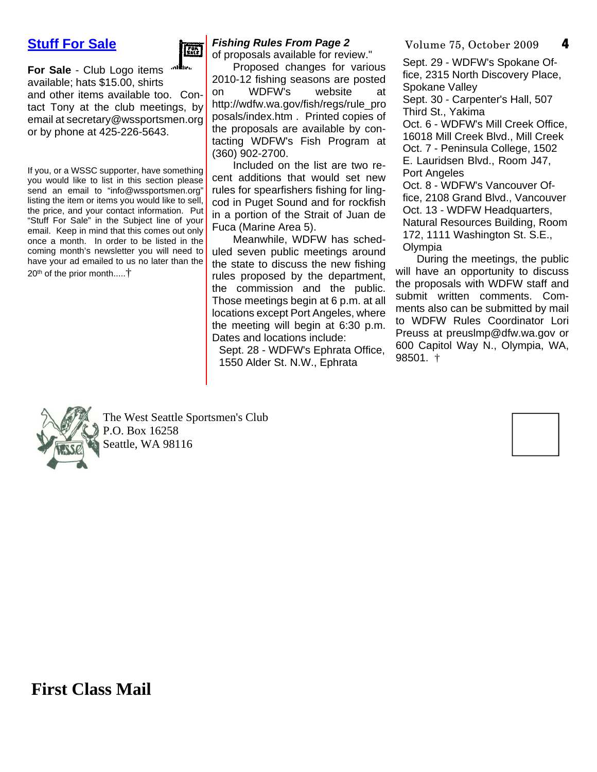## Stuff For Sale

**For Sale** - Club Logo items available; hats $15.00, shirts and other items available too. Contact Tony at the club meetings, by email at secretary@wssportsmen.org or by phone at 425-226-5643.

If you, or a WSSC supporter, have something you would like to list in this section please send an email to "info@wssportsmen.org" listing the item or items you would like to sell, the price, and your contact information. Put "Stuff For Sale" in the Subject line of your email. Keep in mind that this comes out only once a month. In order to be listed in the coming month's newsletter you will need to have your ad emailed to us no later than the 20th of the prior month.....†

### *Fishing Rules From Page 2*

of proposals available for review."

Proposed changes for various 2010-12 fishing seasons are posted on WDFW's website at http://wdfw.wa.gov/fish/regs/rule_proposals/index.htm . Printed copies of the proposals are available by contacting WDFW's Fish Program at (360) 902-2700.

Included on the list are two recent additions that would set new rules for spearfishers fishing for lingcod in Puget Sound and for rockfish in a portion of the Strait of Juan de Fuca (Marine Area 5).

Meanwhile, WDFW has scheduled seven public meetings around the state to discuss the new fishing rules proposed by the department, the commission and the public. Those meetings begin at 6 p.m. at all locations except Port Angeles, where the meeting will begin at 6:30 p.m. Dates and locations include:

Sept. 28 - WDFW's Ephrata Office, 1550 Alder St. N.W., Ephrata
Sept. 29 - WDFW's Spokane Office, 2315 North Discovery Place, Spokane Valley
Sept. 30 - Carpenter's Hall, 507 Third St., Yakima
Oct. 6 - WDFW's Mill Creek Office, 16018 Mill Creek Blvd., Mill Creek
Oct. 7 - Peninsula College, 1502 E. Lauridsen Blvd., Room J47, Port Angeles
Oct. 8 - WDFW's Vancouver Office, 2108 Grand Blvd., Vancouver
Oct. 13 - WDFW Headquarters, Natural Resources Building, Room 172, 1111 Washington St. S.E., Olympia

During the meetings, the public will have an opportunity to discuss the proposals with WDFW staff and submit written comments. Comments also can be submitted by mail to WDFW Rules Coordinator Lori Preuss at preuslmp@dfw.wa.gov or 600 Capitol Way N., Olympia, WA, 98501. †

The West Seattle Sportsmen's Club
P.O. Box 16258
Seattle, WA 98116

**First Class Mail**